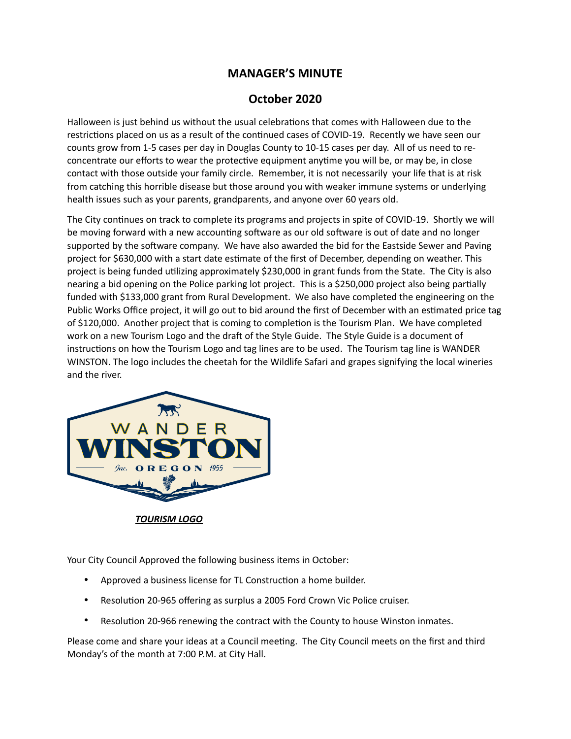# MANAGER'S MINUTE

## October 2020

Halloween is just behind us without the usual celebrations that comes with Halloween due to the restrictions placed on us as a result of the continued cases of COVID-19. Recently we have seen our counts grow from 1-5 cases per day in Douglas County to 10-15 cases per day. All of us need to re-concentrate our efforts to wear the protective equipment anytime you will be, or may be, in close contact with those outside your family circle. Remember, it is not necessarily your life that is at risk from catching this horrible disease but those around you with weaker immune systems or underlying health issues such as your parents, grandparents, and anyone over 60 years old.

The City continues on track to complete its programs and projects in spite of COVID-19. Shortly we will be moving forward with a new accounting software as our old software is out of date and no longer supported by the software company. We have also awarded the bid for the Eastside Sewer and Paving project for $630,000 with a start date estimate of the first of December, depending on weather. This project is being funded utilizing approximately $230,000 in grant funds from the State. The City is also nearing a bid opening on the Police parking lot project. This is a $250,000 project also being partially funded with $133,000 grant from Rural Development. We also have completed the engineering on the Public Works Office project, it will go out to bid around the first of December with an estimated price tag of $120,000. Another project that is coming to completion is the Tourism Plan. We have completed work on a new Tourism Logo and the draft of the Style Guide. The Style Guide is a document of instructions on how the Tourism Logo and tag lines are to be used. The Tourism tag line is WANDER WINSTON. The logo includes the cheetah for the Wildlife Safari and grapes signifying the local wineries and the river.

WANDER WINSTON

Inc. OREGON 1955

***TOURISM LOGO***

Your City Council Approved the following business items in October:

- Approved a business license for TL Construction a home builder.
- Resolution 20-965 offering as surplus a 2005 Ford Crown Vic Police cruiser.
- Resolution 20-966 renewing the contract with the County to house Winston inmates.

Please come and share your ideas at a Council meeting. The City Council meets on the first and third Monday's of the month at 7:00 P.M. at City Hall.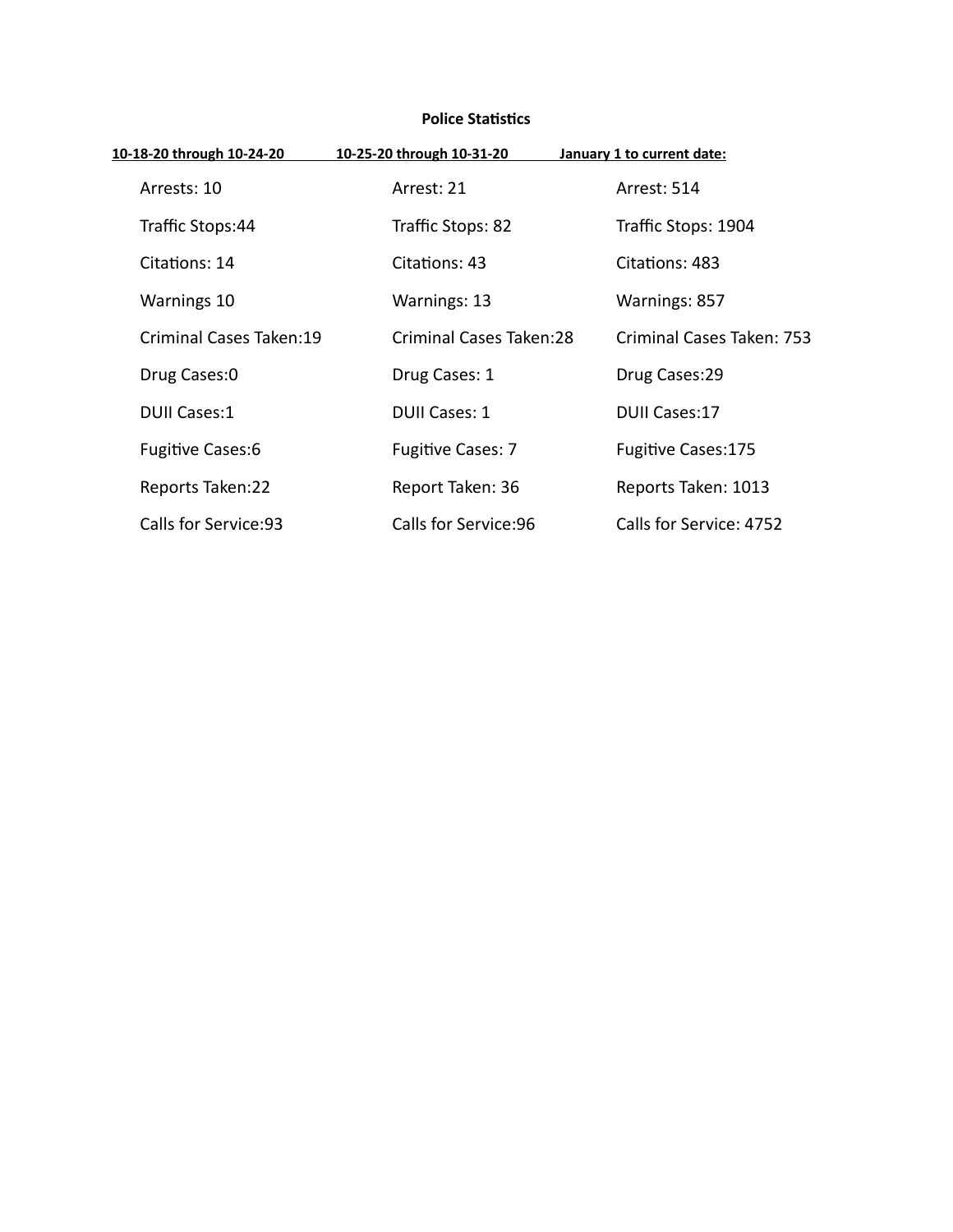**Police Statistics**

| 10-18-20 through 10-24-20 | 10-25-20 through 10-31-20 | January 1 to current date: |
|---|---|---|
| Arrests: 10 | Arrest: 21 | Arrest: 514 |
| Traffic Stops:44 | Traffic Stops: 82 | Traffic Stops: 1904 |
| Citations: 14 | Citations: 43 | Citations: 483 |
| Warnings 10 | Warnings: 13 | Warnings: 857 |
| Criminal Cases Taken:19 | Criminal Cases Taken:28 | Criminal Cases Taken: 753 |
| Drug Cases:0 | Drug Cases: 1 | Drug Cases:29 |
| DUII Cases:1 | DUII Cases: 1 | DUII Cases:17 |
| Fugitive Cases:6 | Fugitive Cases: 7 | Fugitive Cases:175 |
| Reports Taken:22 | Report Taken: 36 | Reports Taken: 1013 |
| Calls for Service:93 | Calls for Service:96 | Calls for Service: 4752 |